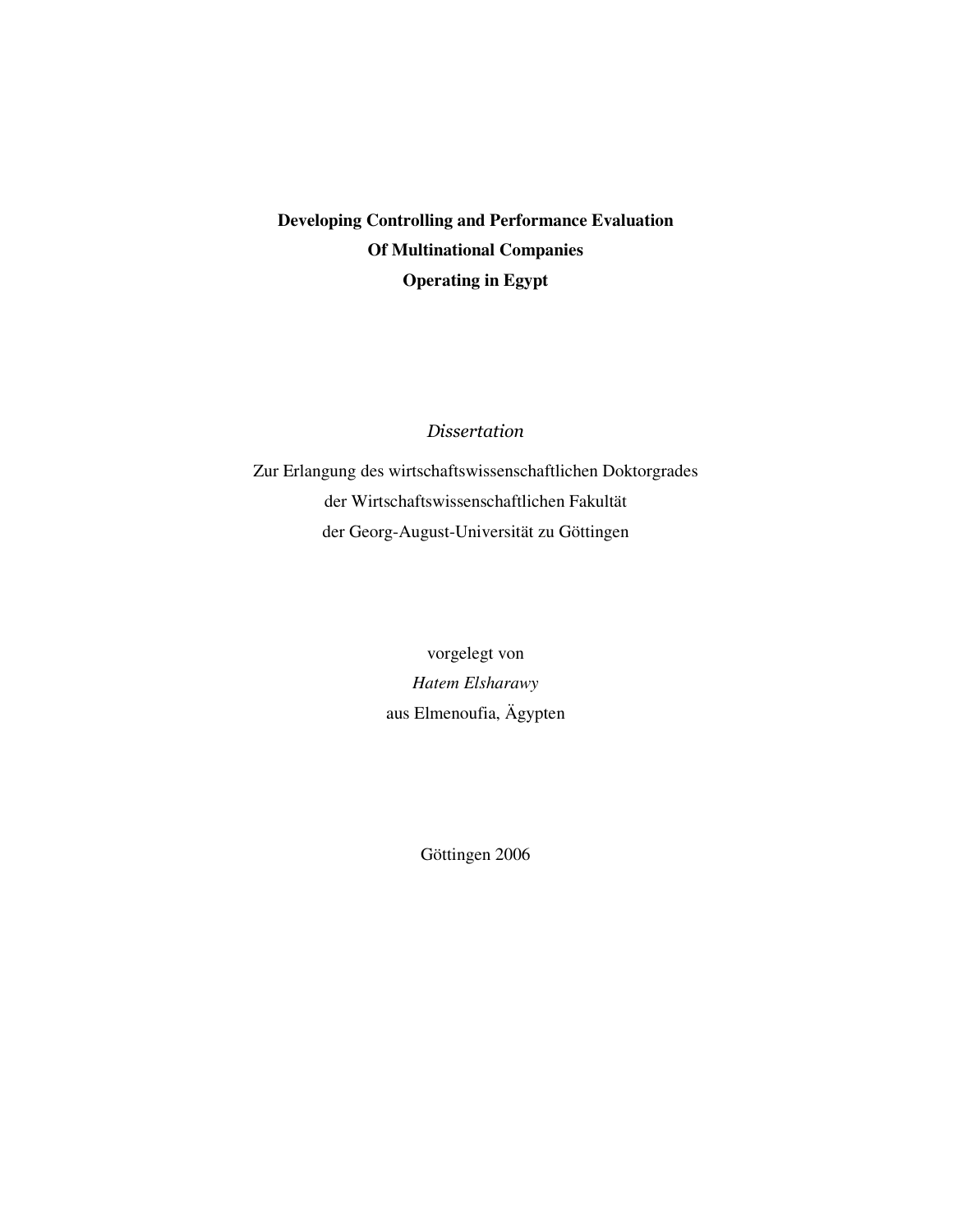**Developing Controlling and Performance Evaluation**
**Of Multinational Companies**
**Operating in Egypt**

*Dissertation*

Zur Erlangung des wirtschaftswissenschaftlichen Doktorgrades
der Wirtschaftswissenschaftlichen Fakultät
der Georg-August-Universität zu Göttingen

vorgelegt von
*Hatem Elsharawy*
aus Elmenoufia, Ägypten

Göttingen 2006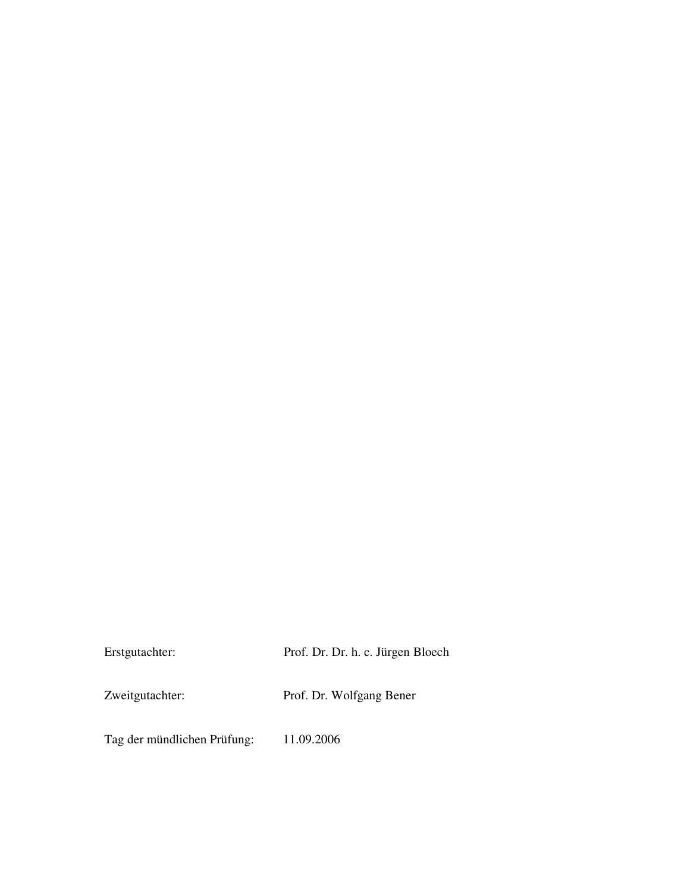| | |
|---|---|
| Erstgutachter: | Prof. Dr. Dr. h. c. Jürgen Bloech |
| Zweitgutachter: | Prof. Dr. Wolfgang Bener |
| Tag der mündlichen Prüfung: | 11.09.2006 |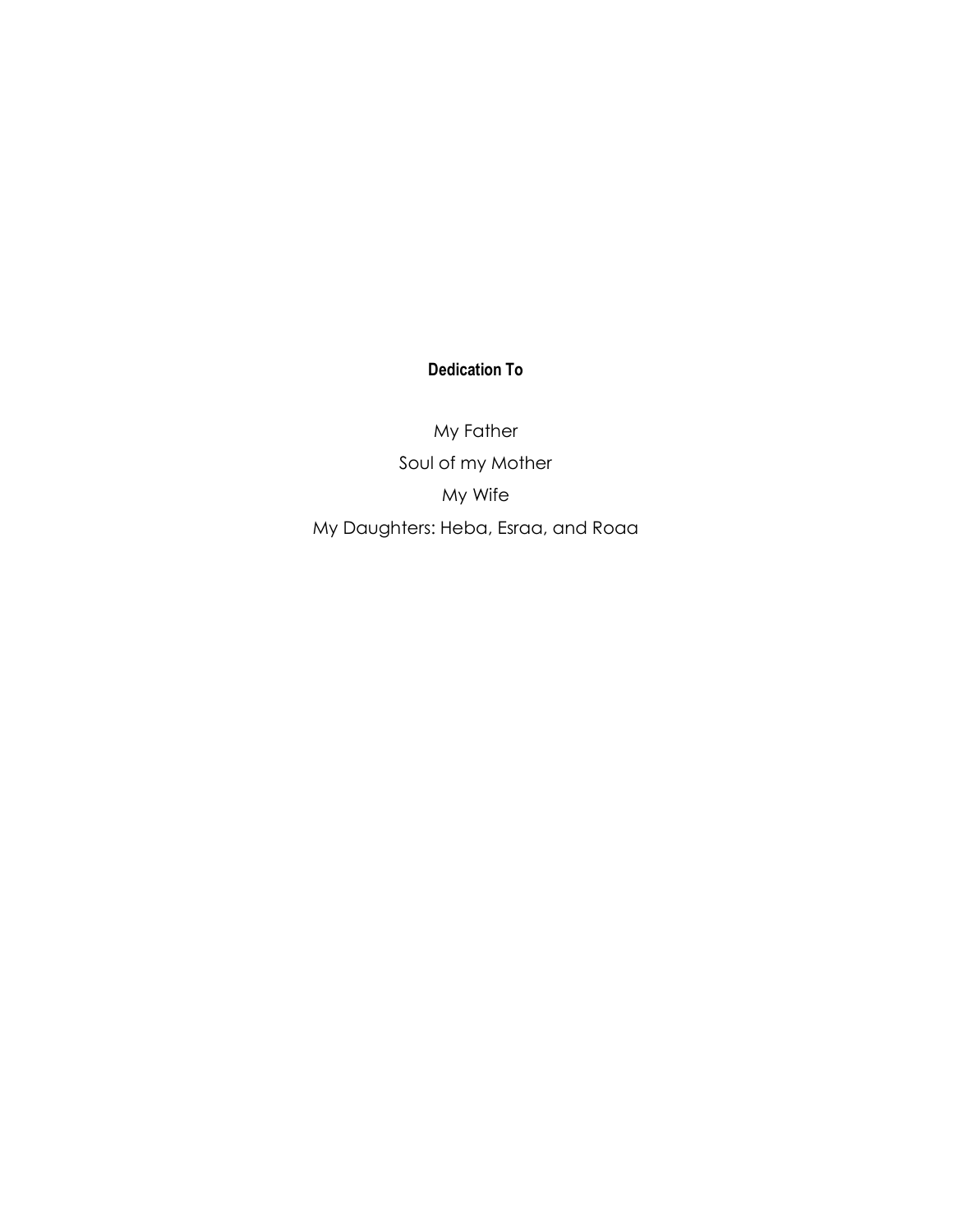**Dedication To**

My Father

Soul of my Mother

My Wife

My Daughters: Heba, Esraa, and Roaa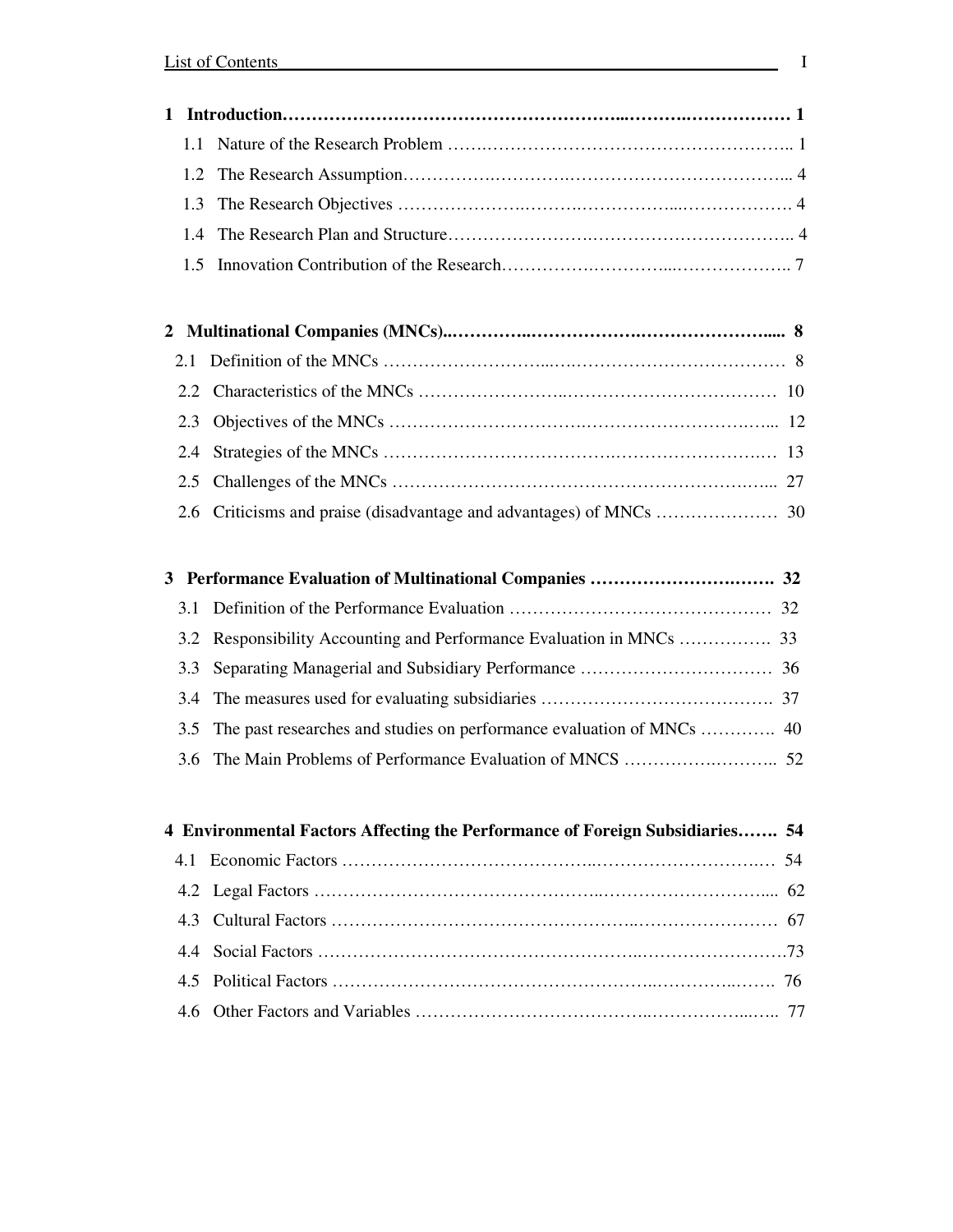List of Contents

**1 Introduction……………………………………………………..………..……………… 1**

1.1 Nature of the Research Problem …….…………………………………………….. 1

1.2 The Research Assumption……………..…………..……………………………... 4

1.3 The Research Objectives ………………….……….……………...………………. 4

1.4 The Research Plan and Structure…………………….………………………….. 4

1.5 Innovation Contribution of the Research…………….………...……………….. 7

**2 Multinational Companies (MNCs)..…………..……………….………………….... 8**

2.1 Definition of the MNCs ………………………...…..……………………………… 8

2.2 Characteristics of the MNCs ……………………..……………………………… 10

2.3 Objectives of the MNCs …………………………….…………………….…... 12

2.4 Strategies of the MNCs ………………………………….……………………..… 13

2.5 Challenges of the MNCs ………………………………………………….…... 27

2.6 Criticisms and praise (disadvantage and advantages) of MNCs ………………… 30

**3 Performance Evaluation of Multinational Companies ………………….……. 32**

3.1 Definition of the Performance Evaluation ……………………………………… 32

3.2 Responsibility Accounting and Performance Evaluation in MNCs ……………. 33

3.3 Separating Managerial and Subsidiary Performance …………………………… 36

3.4 The measures used for evaluating subsidiaries …………………………………. 37

3.5 The past researches and studies on performance evaluation of MNCs …………. 40

3.6 The Main Problems of Performance Evaluation of MNCS ………….……….. 52

**4 Environmental Factors Affecting the Performance of Foreign Subsidiaries……. 54**

4.1 Economic Factors ……………………………………..…………………….…. 54

4.2 Legal Factors ………………………………………..………………………..... 62

4.3 Cultural Factors …………………………………………..…………………… 67

4.4 Social Factors ………………………………………………..…………………….73

4.5 Political Factors ……………………………………………..…………..……. 76

4.6 Other Factors and Variables ………………………………..……………...….. 77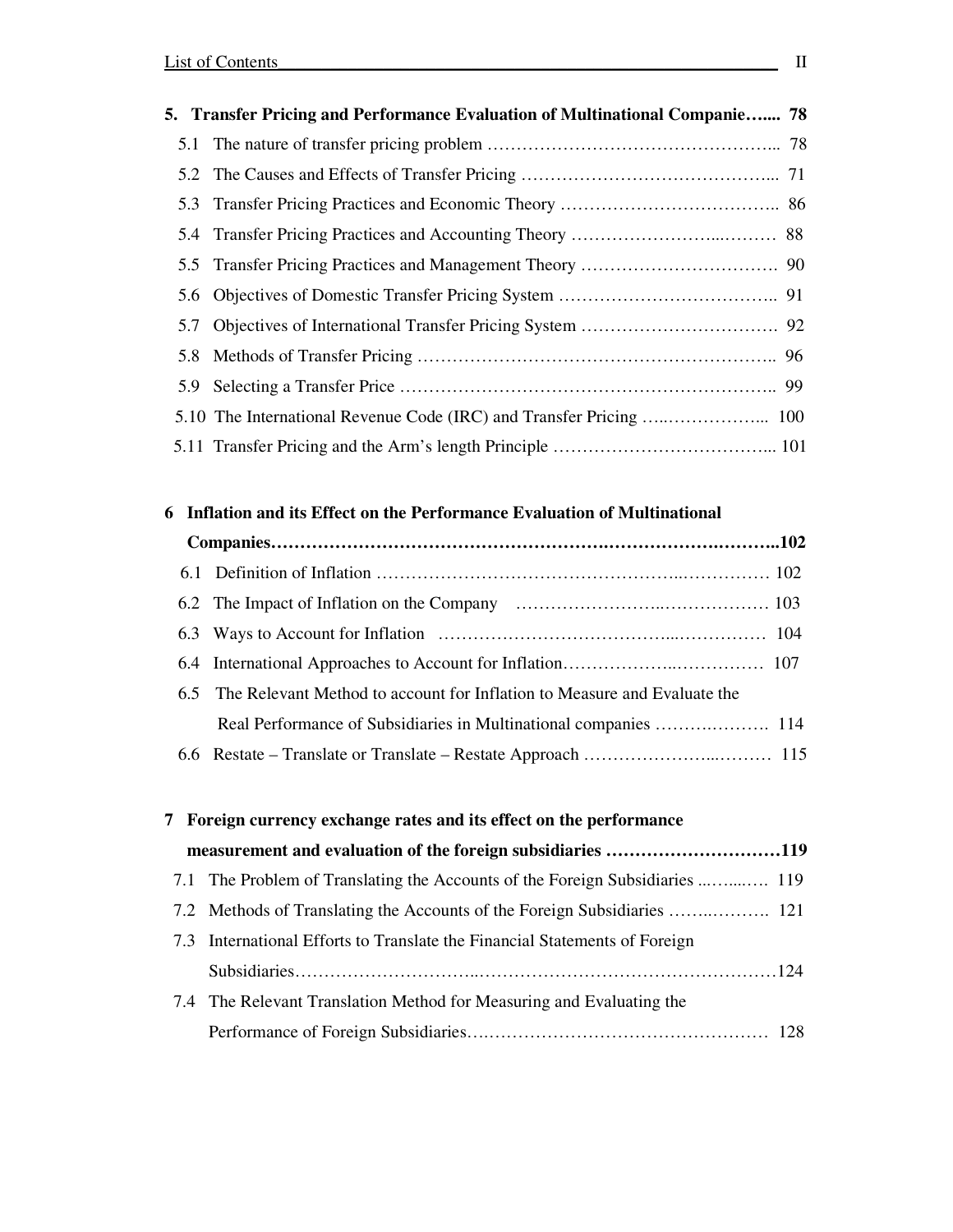**5. Transfer Pricing and Performance Evaluation of Multinational Companie…... 78**

- 5.1 The nature of transfer pricing problem ………………………………………….. 78
- 5.2 The Causes and Effects of Transfer Pricing …………………………………….. 71
- 5.3 Transfer Pricing Practices and Economic Theory ……………………………….. 86
- 5.4 Transfer Pricing Practices and Accounting Theory …………………...……… 88
- 5.5 Transfer Pricing Practices and Management Theory ……………………………. 90
- 5.6 Objectives of Domestic Transfer Pricing System ……………………………….. 91
- 5.7 Objectives of International Transfer Pricing System ……………………………. 92
- 5.8 Methods of Transfer Pricing …………………………………………………….. 96
- 5.9 Selecting a Transfer Price ……………………………………………………….. 99
- 5.10 The International Revenue Code (IRC) and Transfer Pricing …..…………….... 100
- 5.11 Transfer Pricing and the Arm's length Principle ………………………………... 101

**6 Inflation and its Effect on the Performance Evaluation of Multinational Companies………………………………………….…………….………..102**

- 6.1 Definition of Inflation …………………………………………..…………… 102
- 6.2 The Impact of Inflation on the Company ……………………..……………… 103
- 6.3 Ways to Account for Inflation ………………………………...…………… 104
- 6.4 International Approaches to Account for Inflation………………..…………… 107
- 6.5 The Relevant Method to account for Inflation to Measure and Evaluate the Real Performance of Subsidiaries in Multinational companies ……….………. 114
- 6.6 Restate – Translate or Translate – Restate Approach ………………...……… 115

**7 Foreign currency exchange rates and its effect on the performance measurement and evaluation of the foreign subsidiaries …………………………119**

- 7.1 The Problem of Translating the Accounts of the Foreign Subsidiaries ..…...…. 119
- 7.2 Methods of Translating the Accounts of the Foreign Subsidiaries …….………. 121
- 7.3 International Efforts to Translate the Financial Statements of Foreign Subsidiaries…………………………..…………………………………………124
- 7.4 The Relevant Translation Method for Measuring and Evaluating the Performance of Foreign Subsidiaries….………………………………………… 128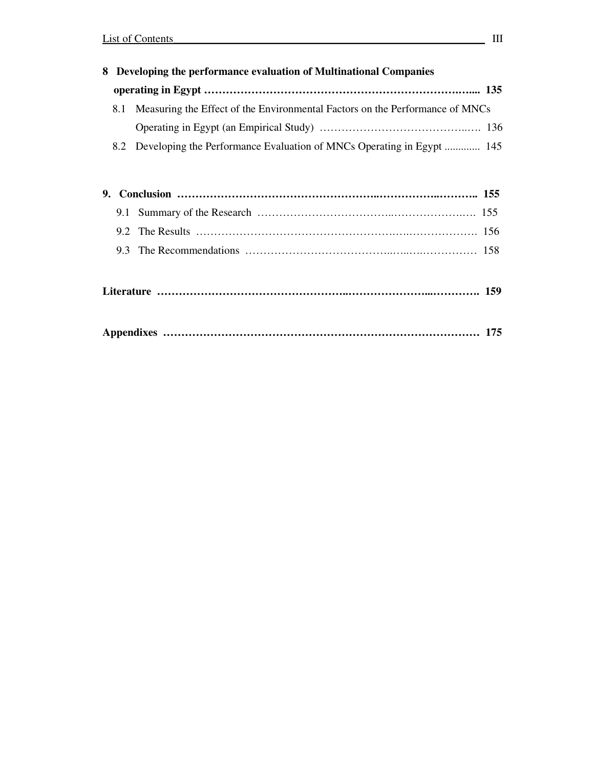**8 Developing the performance evaluation of Multinational Companies operating in Egypt ………………………………………………………………….…... 135**

8.1 Measuring the Effect of the Environmental Factors on the Performance of MNCs Operating in Egypt (an Empirical Study) ……………………………………..…. 136

8.2 Developing the Performance Evaluation of MNCs Operating in Egypt ............. 145

**9. Conclusion ……………………………………………...…………..……….. 155**

9.1 Summary of the Research ………………………………..…………………..…. 155

9.2 The Results ……………………………………………….….….………………. 156

9.3 The Recommendations …………………………………..…..….…………… 158

**Literature ………………………………………….…………………...…………. 159**

**Appendixes …………………………………………………………………………… 175**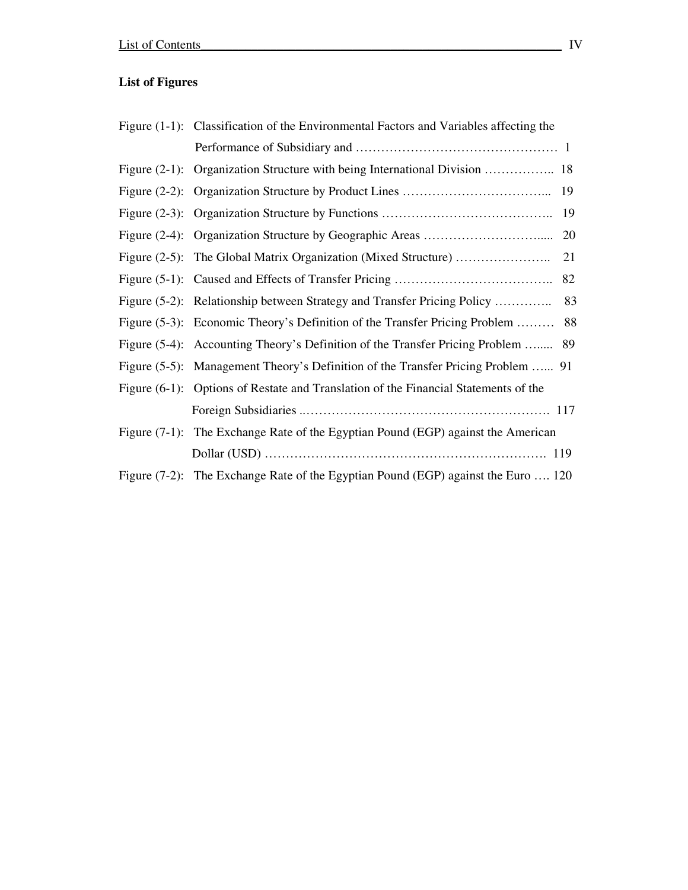**List of Figures**

| | | |
|---|---|---|
| Figure (1-1): | Classification of the Environmental Factors and Variables affecting the Performance of Subsidiary and | 1 |
| Figure (2-1): | Organization Structure with being International Division | 18 |
| Figure (2-2): | Organization Structure by Product Lines | 19 |
| Figure (2-3): | Organization Structure by Functions | 19 |
| Figure (2-4): | Organization Structure by Geographic Areas | 20 |
| Figure (2-5): | The Global Matrix Organization (Mixed Structure) | 21 |
| Figure (5-1): | Caused and Effects of Transfer Pricing | 82 |
| Figure (5-2): | Relationship between Strategy and Transfer Pricing Policy | 83 |
| Figure (5-3): | Economic Theory's Definition of the Transfer Pricing Problem | 88 |
| Figure (5-4): | Accounting Theory's Definition of the Transfer Pricing Problem | 89 |
| Figure (5-5): | Management Theory's Definition of the Transfer Pricing Problem | 91 |
| Figure (6-1): | Options of Restate and Translation of the Financial Statements of the Foreign Subsidiaries | 117 |
| Figure (7-1): | The Exchange Rate of the Egyptian Pound (EGP) against the American Dollar (USD) | 119 |
| Figure (7-2): | The Exchange Rate of the Egyptian Pound (EGP) against the Euro | 120 |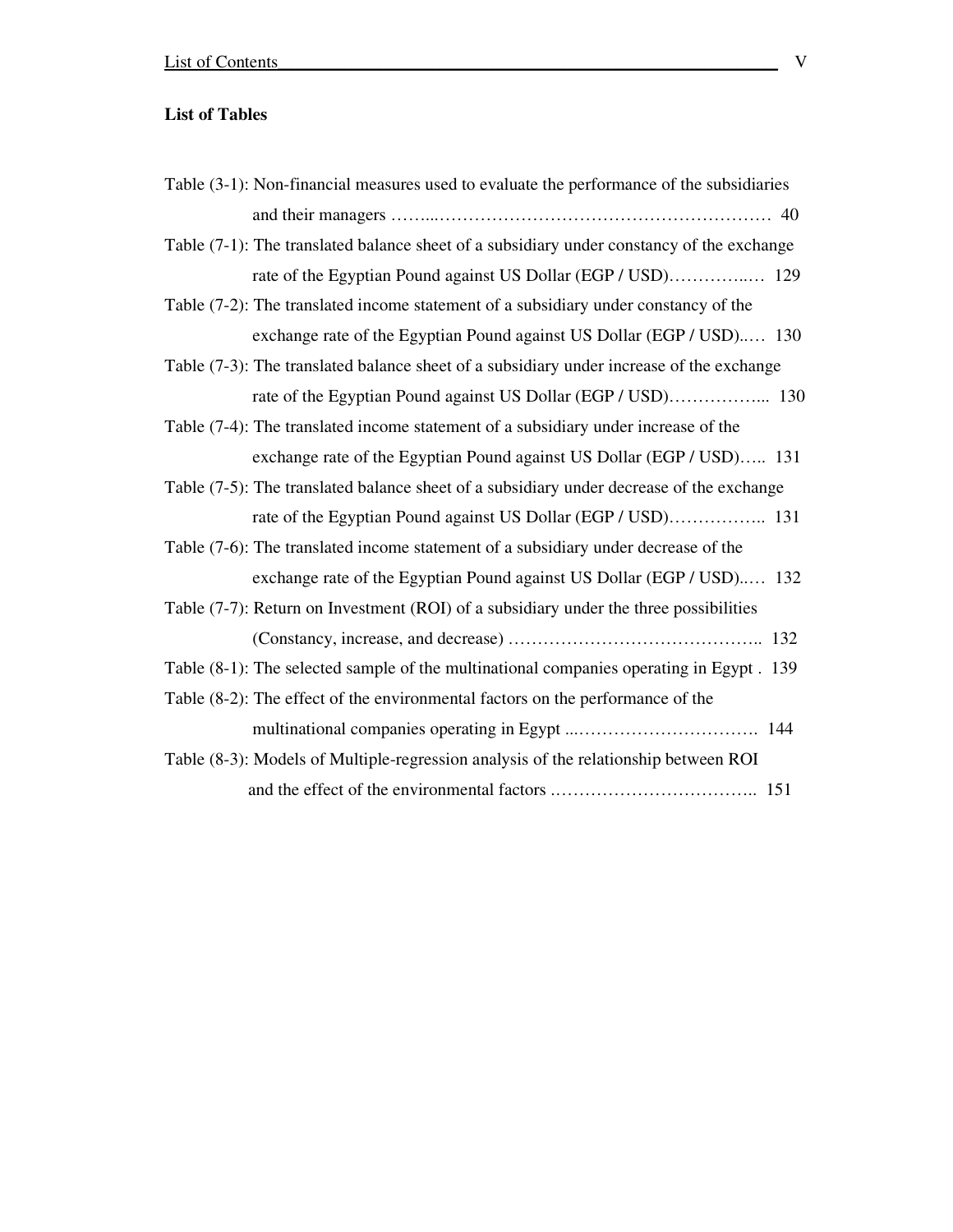## List of Tables

Table (3-1): Non-financial measures used to evaluate the performance of the subsidiaries and their managers ……...…………………………………………………… 40

Table (7-1): The translated balance sheet of a subsidiary under constancy of the exchange rate of the Egyptian Pound against US Dollar (EGP / USD)…………..… 129

Table (7-2): The translated income statement of a subsidiary under constancy of the exchange rate of the Egyptian Pound against US Dollar (EGP / USD).…. 130

Table (7-3): The translated balance sheet of a subsidiary under increase of the exchange rate of the Egyptian Pound against US Dollar (EGP / USD)……………... 130

Table (7-4): The translated income statement of a subsidiary under increase of the exchange rate of the Egyptian Pound against US Dollar (EGP / USD)….. 131

Table (7-5): The translated balance sheet of a subsidiary under decrease of the exchange rate of the Egyptian Pound against US Dollar (EGP / USD)…………….. 131

Table (7-6): The translated income statement of a subsidiary under decrease of the exchange rate of the Egyptian Pound against US Dollar (EGP / USD).…. 132

Table (7-7): Return on Investment (ROI) of a subsidiary under the three possibilities (Constancy, increase, and decrease) …………………………………….. 132

Table (8-1): The selected sample of the multinational companies operating in Egypt . 139

Table (8-2): The effect of the environmental factors on the performance of the multinational companies operating in Egypt ...…………………………. 144

Table (8-3): Models of Multiple-regression analysis of the relationship between ROI and the effect of the environmental factors …………………………….. 151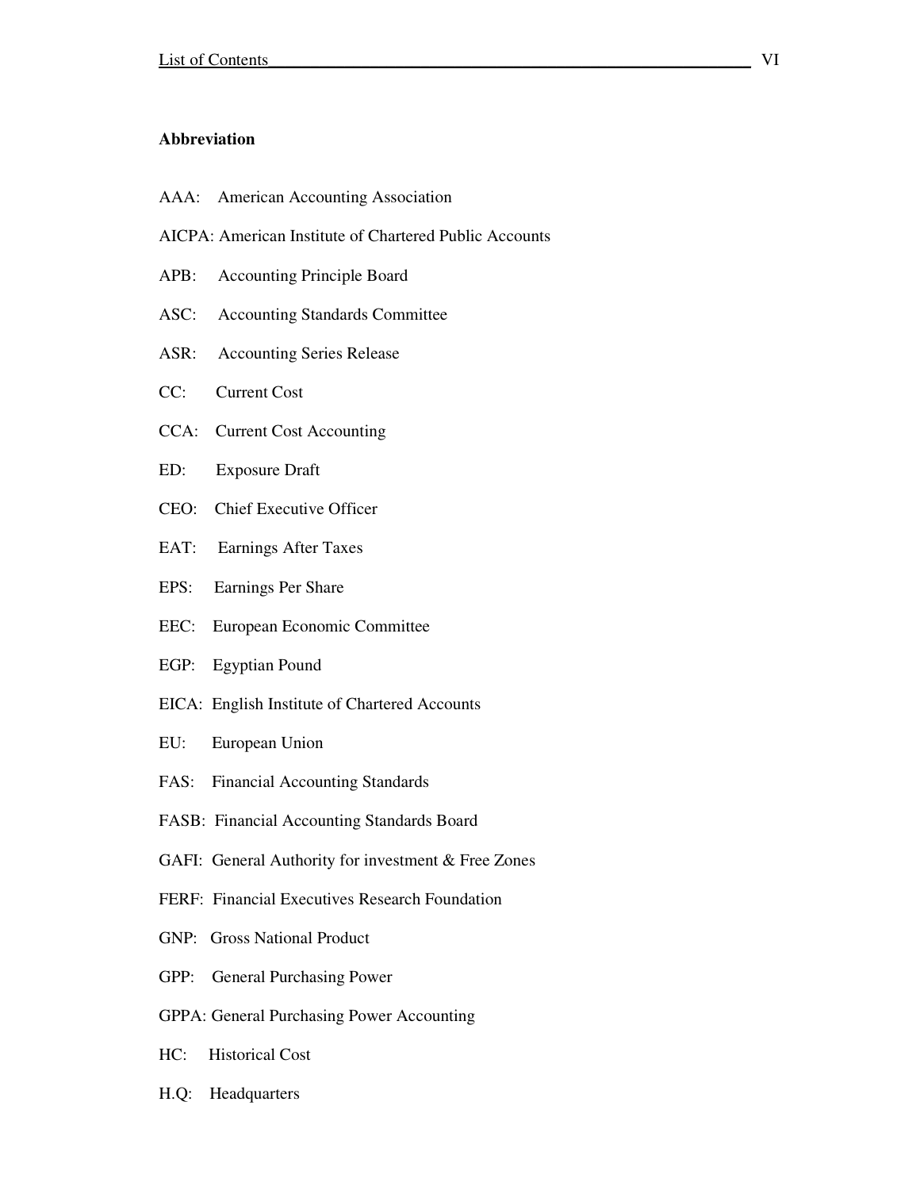**Abbreviation**

AAA: American Accounting Association

AICPA: American Institute of Chartered Public Accounts

APB: Accounting Principle Board

ASC: Accounting Standards Committee

ASR: Accounting Series Release

CC: Current Cost

CCA: Current Cost Accounting

ED: Exposure Draft

CEO: Chief Executive Officer

EAT: Earnings After Taxes

EPS: Earnings Per Share

EEC: European Economic Committee

EGP: Egyptian Pound

EICA: English Institute of Chartered Accounts

EU: European Union

FAS: Financial Accounting Standards

FASB: Financial Accounting Standards Board

GAFI: General Authority for investment & Free Zones

FERF: Financial Executives Research Foundation

GNP: Gross National Product

GPP: General Purchasing Power

GPPA: General Purchasing Power Accounting

HC: Historical Cost

H.Q: Headquarters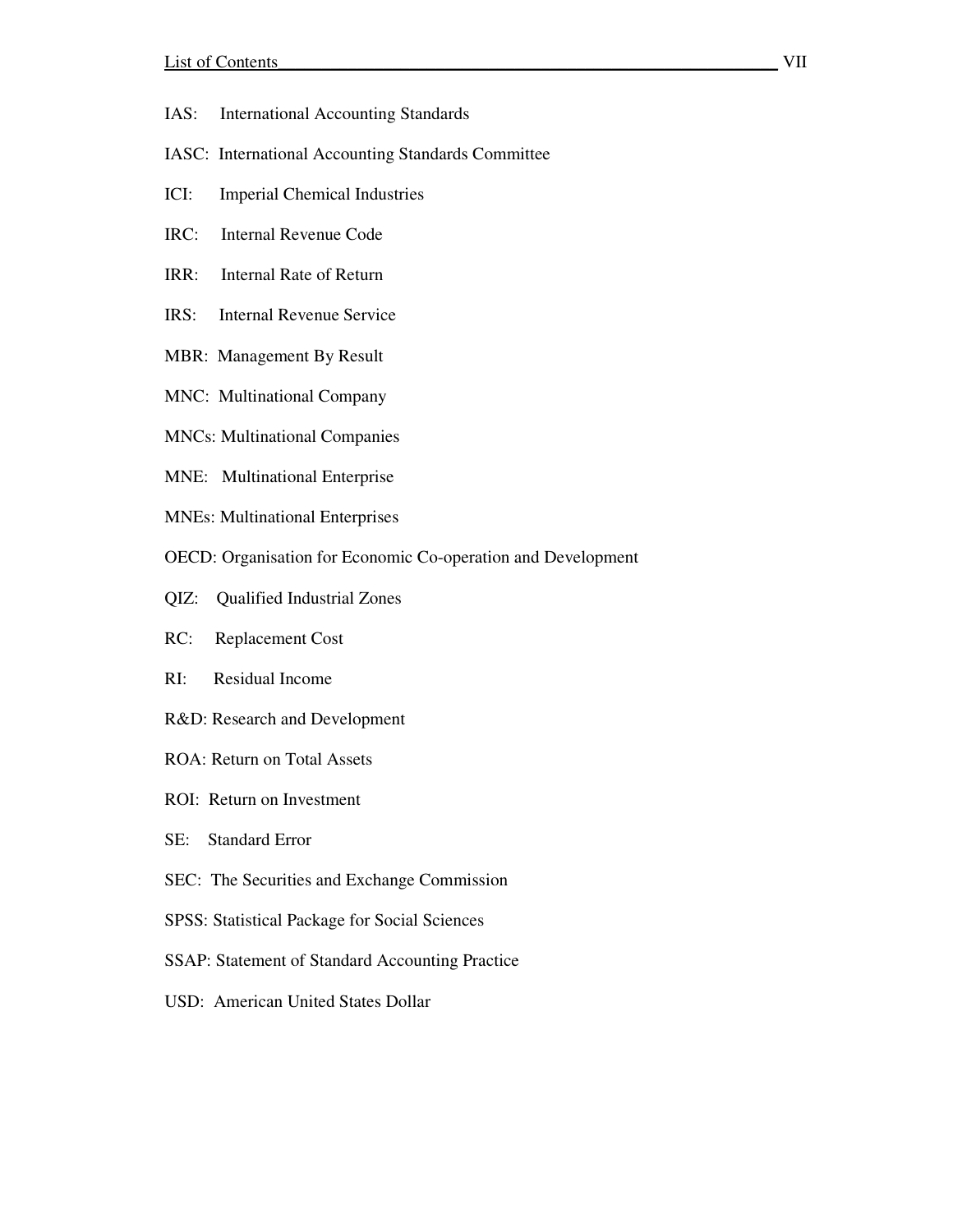IAS: International Accounting Standards

IASC: International Accounting Standards Committee

ICI: Imperial Chemical Industries

IRC: Internal Revenue Code

IRR: Internal Rate of Return

IRS: Internal Revenue Service

MBR: Management By Result

MNC: Multinational Company

MNCs: Multinational Companies

MNE: Multinational Enterprise

MNEs: Multinational Enterprises

OECD: Organisation for Economic Co-operation and Development

QIZ: Qualified Industrial Zones

RC: Replacement Cost

RI: Residual Income

R&D: Research and Development

ROA: Return on Total Assets

ROI: Return on Investment

SE: Standard Error

SEC: The Securities and Exchange Commission

SPSS: Statistical Package for Social Sciences

SSAP: Statement of Standard Accounting Practice

USD: American United States Dollar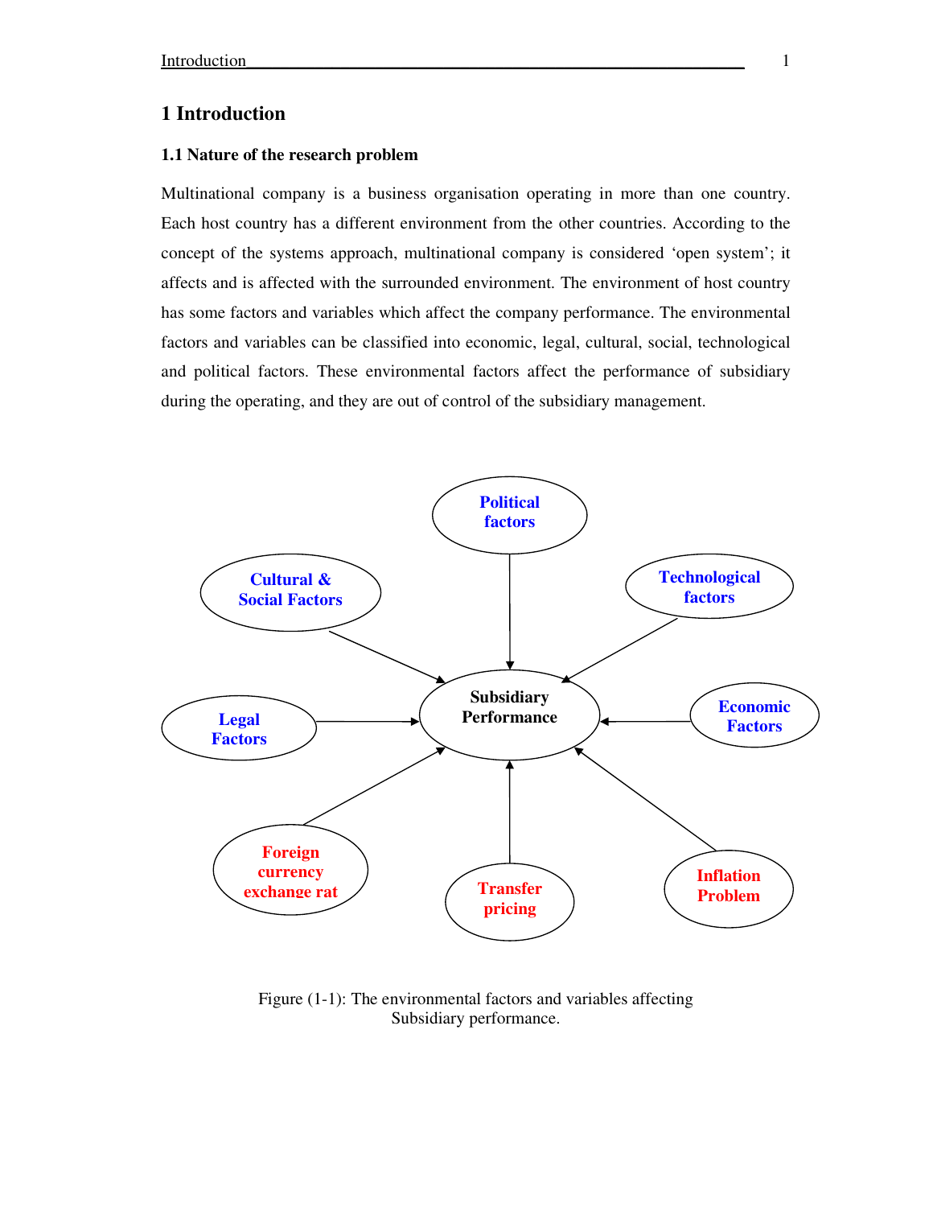# 1 Introduction

## 1.1 Nature of the research problem

Multinational company is a business organisation operating in more than one country. Each host country has a different environment from the other countries. According to the concept of the systems approach, multinational company is considered 'open system'; it affects and is affected with the surrounded environment. The environment of host country has some factors and variables which affect the company performance. The environmental factors and variables can be classified into economic, legal, cultural, social, technological and political factors. These environmental factors affect the performance of subsidiary during the operating, and they are out of control of the subsidiary management.

Figure (1-1): The environmental factors and variables affecting Subsidiary performance.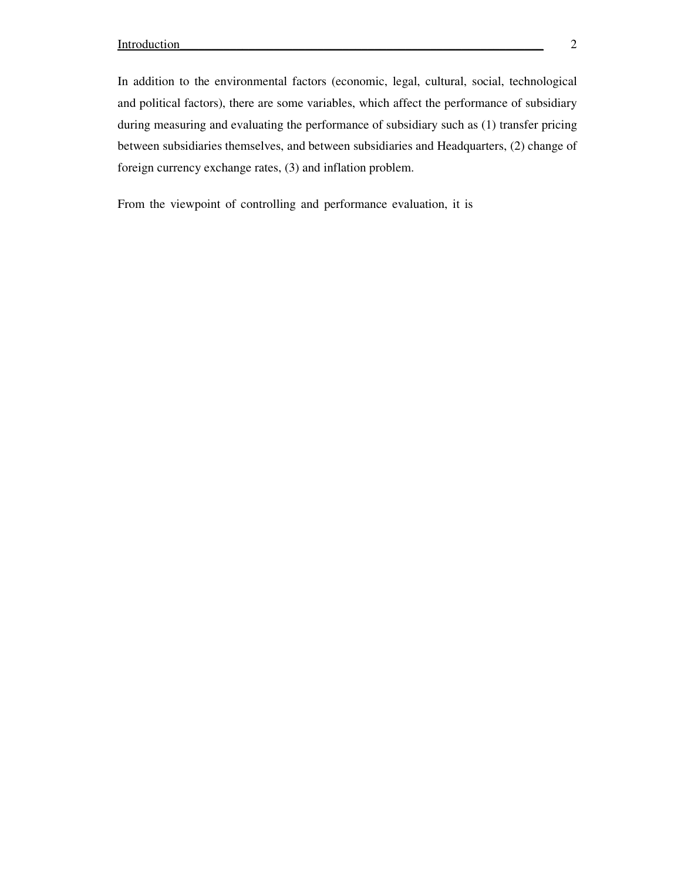In addition to the environmental factors (economic, legal, cultural, social, technological and political factors), there are some variables, which affect the performance of subsidiary during measuring and evaluating the performance of subsidiary such as (1) transfer pricing between subsidiaries themselves, and between subsidiaries and Headquarters, (2) change of foreign currency exchange rates, (3) and inflation problem.

From the viewpoint of controlling and performance evaluation, it is